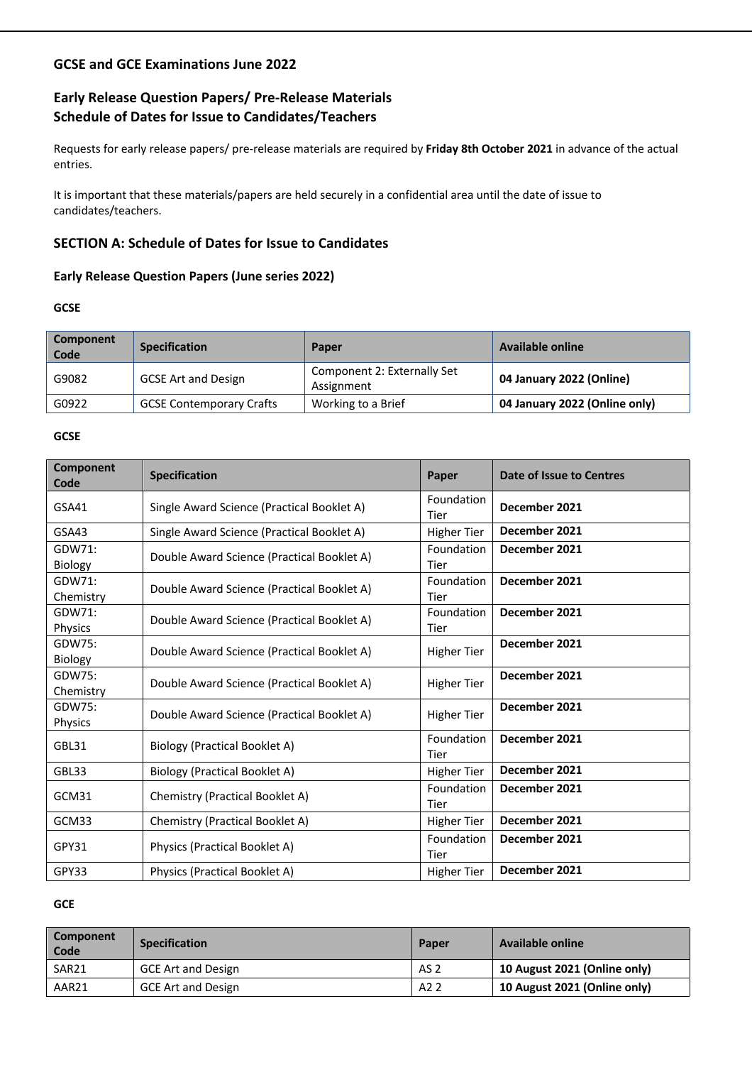## GCSE and GCE Examinations June 2022

## Early Release Question Papers/ Pre-Release Materials
## Schedule of Dates for Issue to Candidates/Teachers

Requests for early release papers/ pre-release materials are required by **Friday 8th October 2021** in advance of the actual entries.

It is important that these materials/papers are held securely in a confidential area until the date of issue to candidates/teachers.

## SECTION A: Schedule of Dates for Issue to Candidates

### Early Release Question Papers (June series 2022)

**GCSE**

| Component Code | Specification | Paper | Available online |
|---|---|---|---|
| G9082 | GCSE Art and Design | Component 2: Externally Set Assignment | **04 January 2022 (Online)** |
| G0922 | GCSE Contemporary Crafts | Working to a Brief | **04 January 2022 (Online only)** |

**GCSE**

| Component Code | Specification | Paper | Date of Issue to Centres |
|---|---|---|---|
| GSA41 | Single Award Science (Practical Booklet A) | Foundation Tier | **December 2021** |
| GSA43 | Single Award Science (Practical Booklet A) | Higher Tier | **December 2021** |
| GDW71: Biology | Double Award Science (Practical Booklet A) | Foundation Tier | **December 2021** |
| GDW71: Chemistry | Double Award Science (Practical Booklet A) | Foundation Tier | **December 2021** |
| GDW71: Physics | Double Award Science (Practical Booklet A) | Foundation Tier | **December 2021** |
| GDW75: Biology | Double Award Science (Practical Booklet A) | Higher Tier | **December 2021** |
| GDW75: Chemistry | Double Award Science (Practical Booklet A) | Higher Tier | **December 2021** |
| GDW75: Physics | Double Award Science (Practical Booklet A) | Higher Tier | **December 2021** |
| GBL31 | Biology (Practical Booklet A) | Foundation Tier | **December 2021** |
| GBL33 | Biology (Practical Booklet A) | Higher Tier | **December 2021** |
| GCM31 | Chemistry (Practical Booklet A) | Foundation Tier | **December 2021** |
| GCM33 | Chemistry (Practical Booklet A) | Higher Tier | **December 2021** |
| GPY31 | Physics (Practical Booklet A) | Foundation Tier | **December 2021** |
| GPY33 | Physics (Practical Booklet A) | Higher Tier | **December 2021** |

**GCE**

| Component Code | Specification | Paper | Available online |
|---|---|---|---|
| SAR21 | GCE Art and Design | AS 2 | **10 August 2021 (Online only)** |
| AAR21 | GCE Art and Design | A2 2 | **10 August 2021 (Online only)** |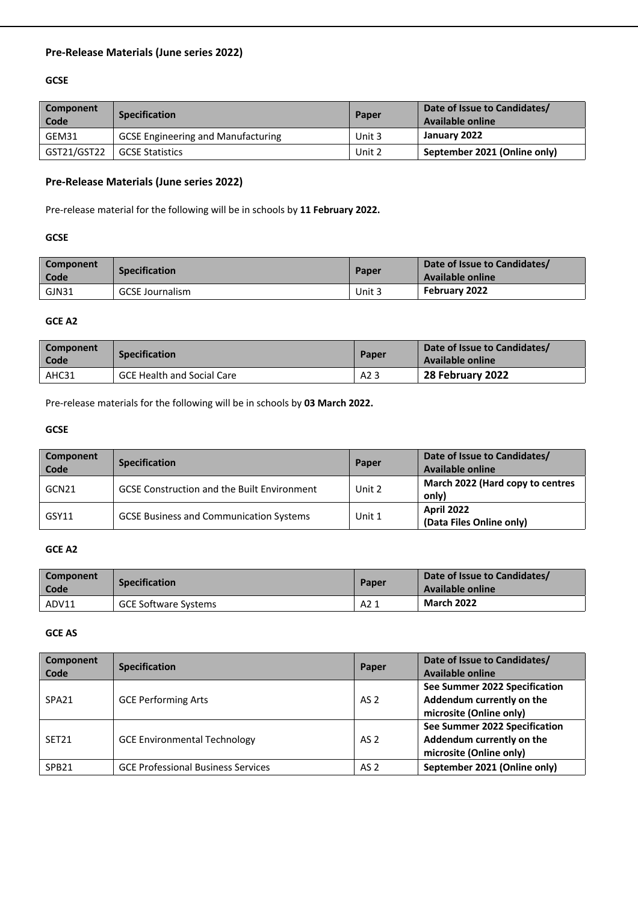## Pre-Release Materials (June series 2022)

### GCSE

| Component Code | Specification | Paper | Date of Issue to Candidates/ Available online |
|---|---|---|---|
| GEM31 | GCSE Engineering and Manufacturing | Unit 3 | **January 2022** |
| GST21/GST22 | GCSE Statistics | Unit 2 | **September 2021 (Online only)** |

## Pre-Release Materials (June series 2022)

Pre-release material for the following will be in schools by **11 February 2022.**

### GCSE

| Component Code | Specification | Paper | Date of Issue to Candidates/ Available online |
|---|---|---|---|
| GJN31 | GCSE Journalism | Unit 3 | **February 2022** |

### GCE A2

| Component Code | Specification | Paper | Date of Issue to Candidates/ Available online |
|---|---|---|---|
| AHC31 | GCE Health and Social Care | A2 3 | **28 February 2022** |

Pre-release materials for the following will be in schools by **03 March 2022.**

### GCSE

| Component Code | Specification | Paper | Date of Issue to Candidates/ Available online |
|---|---|---|---|
| GCN21 | GCSE Construction and the Built Environment | Unit 2 | **March 2022 (Hard copy to centres only)** |
| GSY11 | GCSE Business and Communication Systems | Unit 1 | **April 2022 (Data Files Online only)** |

### GCE A2

| Component Code | Specification | Paper | Date of Issue to Candidates/ Available online |
|---|---|---|---|
| ADV11 | GCE Software Systems | A2 1 | **March 2022** |

### GCE AS

| Component Code | Specification | Paper | Date of Issue to Candidates/ Available online |
|---|---|---|---|
| SPA21 | GCE Performing Arts | AS 2 | **See Summer 2022 Specification Addendum currently on the microsite (Online only)** |
| SET21 | GCE Environmental Technology | AS 2 | **See Summer 2022 Specification Addendum currently on the microsite (Online only)** |
| SPB21 | GCE Professional Business Services | AS 2 | **September 2021 (Online only)** |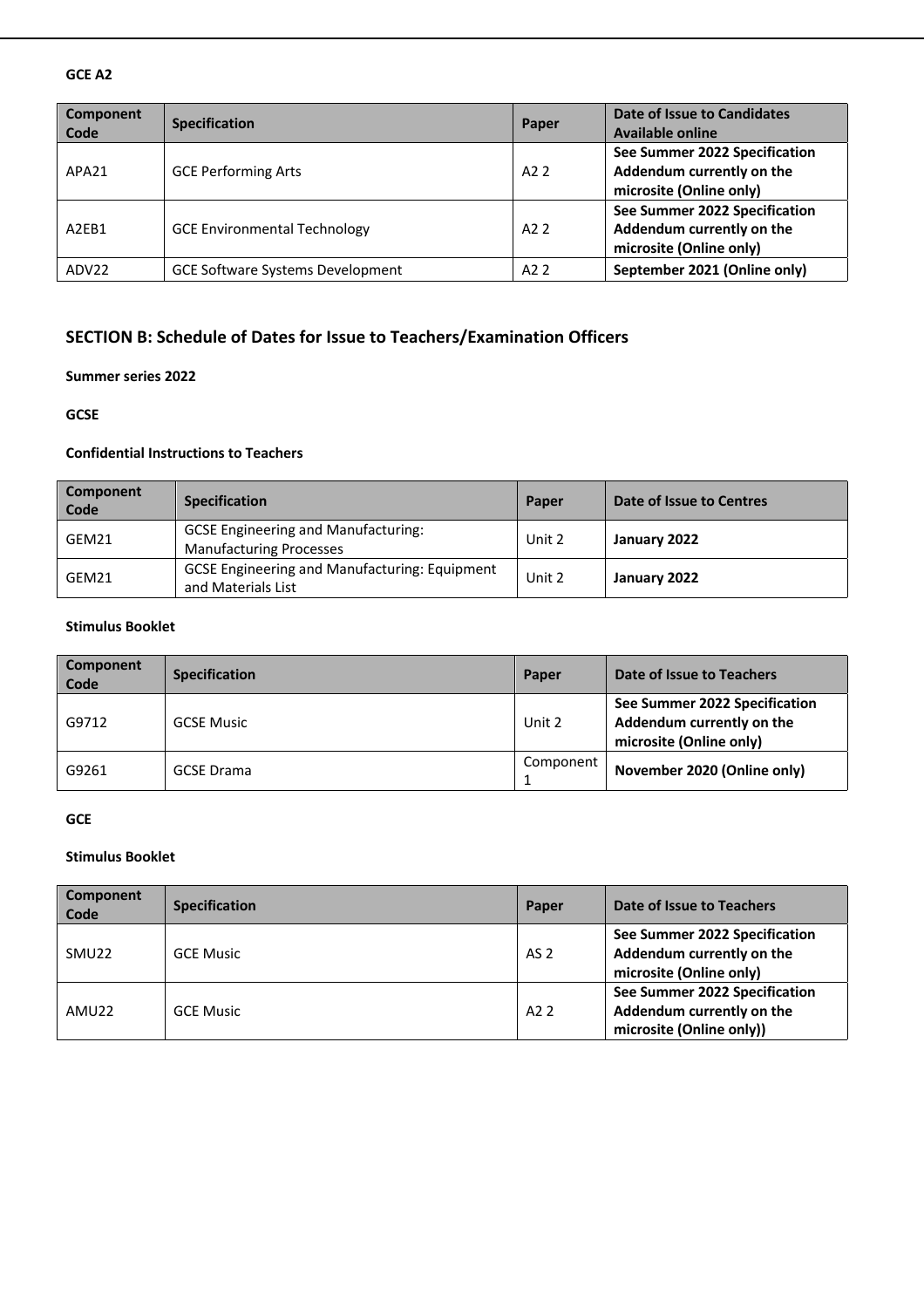**GCE A2**

| Component Code | Specification | Paper | Date of Issue to Candidates Available online |
| --- | --- | --- | --- |
| APA21 | GCE Performing Arts | A2 2 | **See Summer 2022 Specification Addendum currently on the microsite (Online only)** |
| A2EB1 | GCE Environmental Technology | A2 2 | **See Summer 2022 Specification Addendum currently on the microsite (Online only)** |
| ADV22 | GCE Software Systems Development | A2 2 | **September 2021 (Online only)** |

## SECTION B: Schedule of Dates for Issue to Teachers/Examination Officers

**Summer series 2022**

**GCSE**

**Confidential Instructions to Teachers**

| Component Code | Specification | Paper | Date of Issue to Centres |
| --- | --- | --- | --- |
| GEM21 | GCSE Engineering and Manufacturing: Manufacturing Processes | Unit 2 | **January 2022** |
| GEM21 | GCSE Engineering and Manufacturing: Equipment and Materials List | Unit 2 | **January 2022** |

**Stimulus Booklet**

| Component Code | Specification | Paper | Date of Issue to Teachers |
| --- | --- | --- | --- |
| G9712 | GCSE Music | Unit 2 | **See Summer 2022 Specification Addendum currently on the microsite (Online only)** |
| G9261 | GCSE Drama | Component 1 | **November 2020 (Online only)** |

**GCE**

**Stimulus Booklet**

| Component Code | Specification | Paper | Date of Issue to Teachers |
| --- | --- | --- | --- |
| SMU22 | GCE Music | AS 2 | **See Summer 2022 Specification Addendum currently on the microsite (Online only)** |
| AMU22 | GCE Music | A2 2 | **See Summer 2022 Specification Addendum currently on the microsite (Online only))** |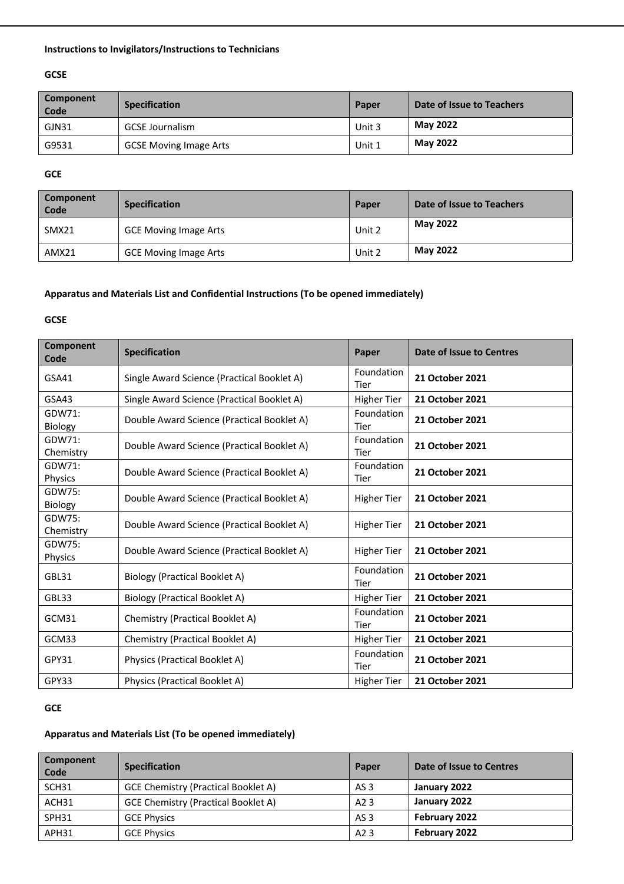**Instructions to Invigilators/Instructions to Technicians**

**GCSE**

| Component Code | Specification | Paper | Date of Issue to Teachers |
|---|---|---|---|
| GJN31 | GCSE Journalism | Unit 3 | **May 2022** |
| G9531 | GCSE Moving Image Arts | Unit 1 | **May 2022** |

**GCE**

| Component Code | Specification | Paper | Date of Issue to Teachers |
|---|---|---|---|
| SMX21 | GCE Moving Image Arts | Unit 2 | **May 2022** |
| AMX21 | GCE Moving Image Arts | Unit 2 | **May 2022** |

**Apparatus and Materials List and Confidential Instructions (To be opened immediately)**

**GCSE**

| Component Code | Specification | Paper | Date of Issue to Centres |
|---|---|---|---|
| GSA41 | Single Award Science (Practical Booklet A) | Foundation Tier | **21 October 2021** |
| GSA43 | Single Award Science (Practical Booklet A) | Higher Tier | **21 October 2021** |
| GDW71: Biology | Double Award Science (Practical Booklet A) | Foundation Tier | **21 October 2021** |
| GDW71: Chemistry | Double Award Science (Practical Booklet A) | Foundation Tier | **21 October 2021** |
| GDW71: Physics | Double Award Science (Practical Booklet A) | Foundation Tier | **21 October 2021** |
| GDW75: Biology | Double Award Science (Practical Booklet A) | Higher Tier | **21 October 2021** |
| GDW75: Chemistry | Double Award Science (Practical Booklet A) | Higher Tier | **21 October 2021** |
| GDW75: Physics | Double Award Science (Practical Booklet A) | Higher Tier | **21 October 2021** |
| GBL31 | Biology (Practical Booklet A) | Foundation Tier | **21 October 2021** |
| GBL33 | Biology (Practical Booklet A) | Higher Tier | **21 October 2021** |
| GCM31 | Chemistry (Practical Booklet A) | Foundation Tier | **21 October 2021** |
| GCM33 | Chemistry (Practical Booklet A) | Higher Tier | **21 October 2021** |
| GPY31 | Physics (Practical Booklet A) | Foundation Tier | **21 October 2021** |
| GPY33 | Physics (Practical Booklet A) | Higher Tier | **21 October 2021** |

**GCE**

**Apparatus and Materials List (To be opened immediately)**

| Component Code | Specification | Paper | Date of Issue to Centres |
|---|---|---|---|
| SCH31 | GCE Chemistry (Practical Booklet A) | AS 3 | **January 2022** |
| ACH31 | GCE Chemistry (Practical Booklet A) | A2 3 | **January 2022** |
| SPH31 | GCE Physics | AS 3 | **February 2022** |
| APH31 | GCE Physics | A2 3 | **February 2022** |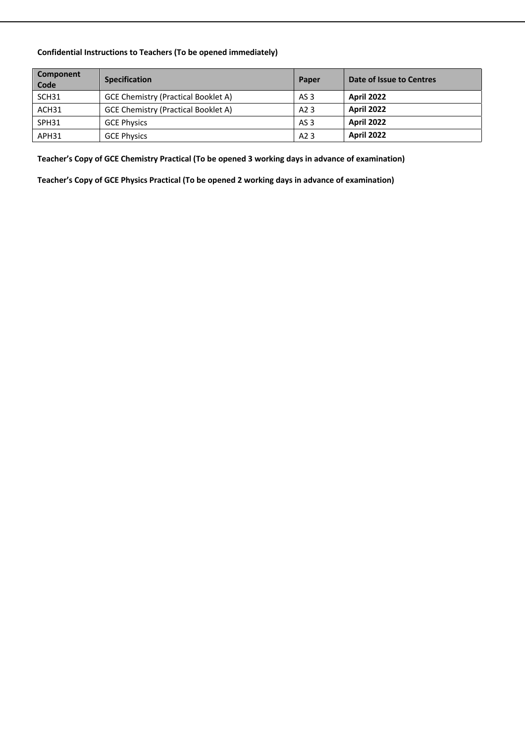**Confidential Instructions to Teachers (To be opened immediately)**

| Component Code | Specification | Paper | Date of Issue to Centres |
| --- | --- | --- | --- |
| SCH31 | GCE Chemistry (Practical Booklet A) | AS 3 | **April 2022** |
| ACH31 | GCE Chemistry (Practical Booklet A) | A2 3 | **April 2022** |
| SPH31 | GCE Physics | AS 3 | **April 2022** |
| APH31 | GCE Physics | A2 3 | **April 2022** |

**Teacher's Copy of GCE Chemistry Practical (To be opened 3 working days in advance of examination)**

**Teacher's Copy of GCE Physics Practical (To be opened 2 working days in advance of examination)**